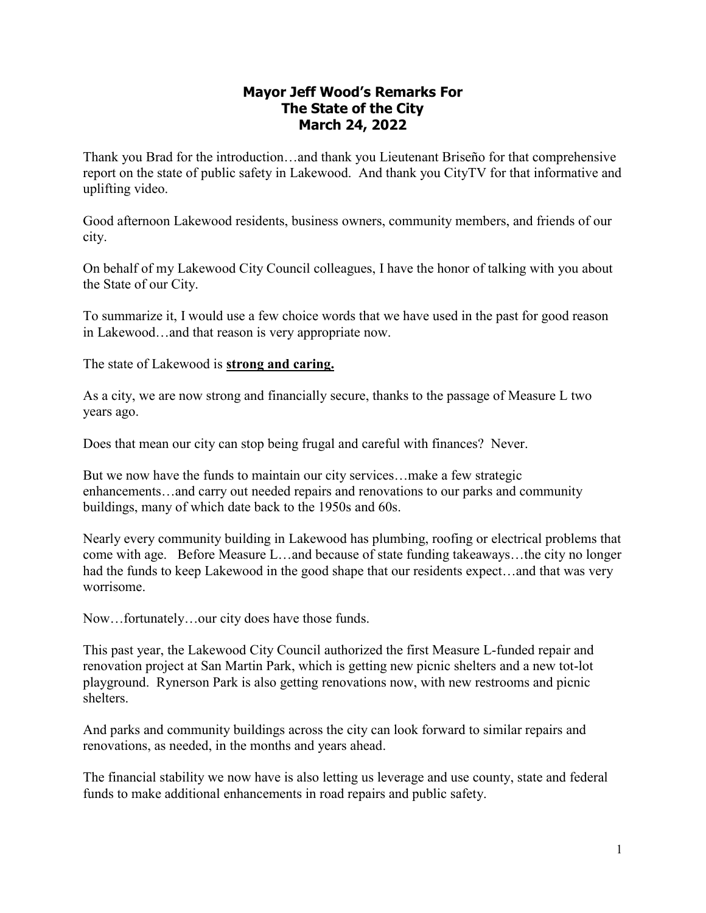# Mayor Jeff Wood's Remarks For The State of the City March 24, 2022

Thank you Brad for the introduction…and thank you Lieutenant Briseño for that comprehensive report on the state of public safety in Lakewood. And thank you CityTV for that informative and uplifting video.

Good afternoon Lakewood residents, business owners, community members, and friends of our city.

On behalf of my Lakewood City Council colleagues, I have the honor of talking with you about the State of our City.

To summarize it, I would use a few choice words that we have used in the past for good reason in Lakewood…and that reason is very appropriate now.

The state of Lakewood is **strong and caring.**

As a city, we are now strong and financially secure, thanks to the passage of Measure L two years ago.

Does that mean our city can stop being frugal and careful with finances? Never.

But we now have the funds to maintain our city services…make a few strategic enhancements…and carry out needed repairs and renovations to our parks and community buildings, many of which date back to the 1950s and 60s.

Nearly every community building in Lakewood has plumbing, roofing or electrical problems that come with age. Before Measure L…and because of state funding takeaways…the city no longer had the funds to keep Lakewood in the good shape that our residents expect…and that was very worrisome.

Now…fortunately…our city does have those funds.

This past year, the Lakewood City Council authorized the first Measure L-funded repair and renovation project at San Martin Park, which is getting new picnic shelters and a new tot-lot playground. Rynerson Park is also getting renovations now, with new restrooms and picnic shelters.

And parks and community buildings across the city can look forward to similar repairs and renovations, as needed, in the months and years ahead.

The financial stability we now have is also letting us leverage and use county, state and federal funds to make additional enhancements in road repairs and public safety.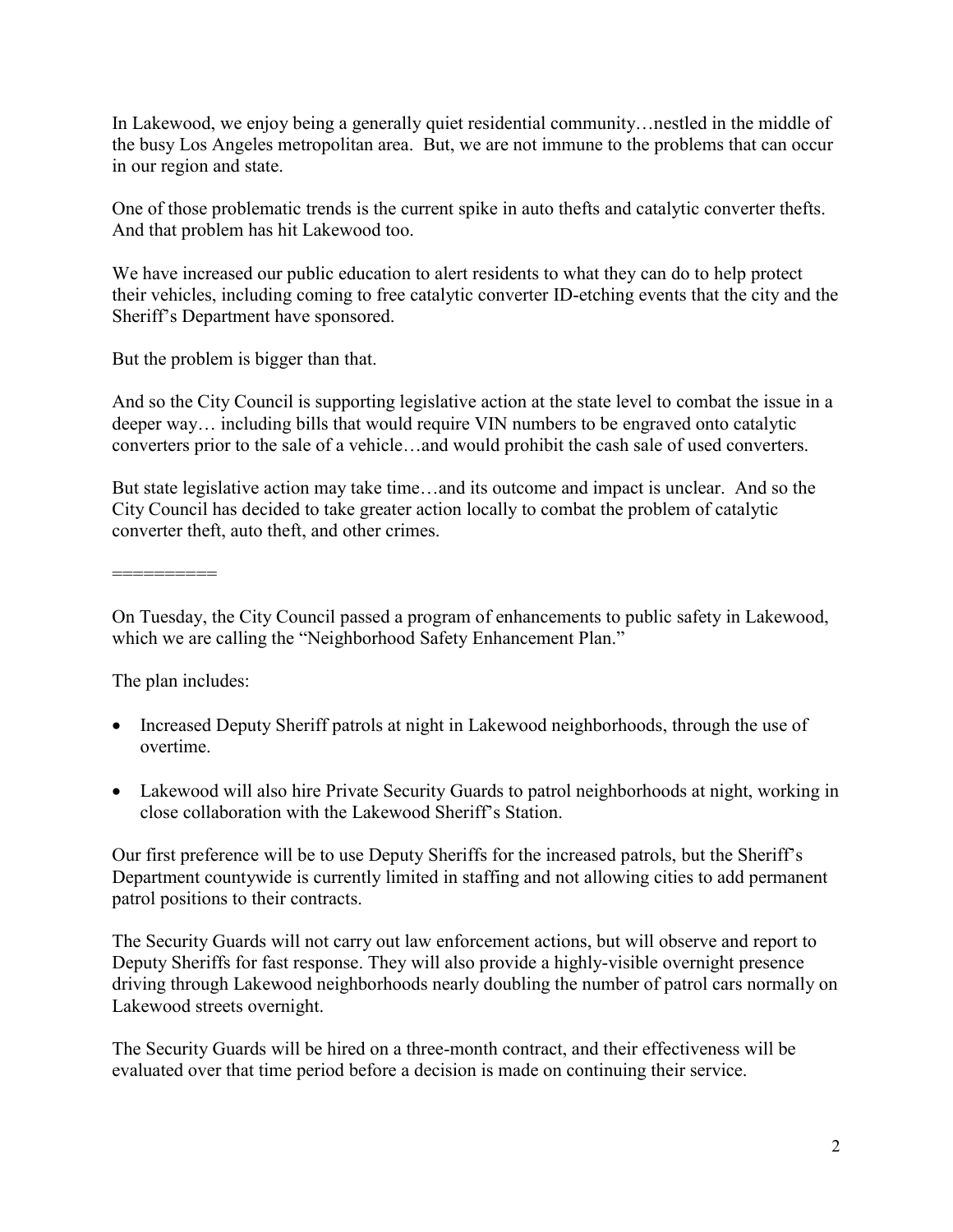In Lakewood, we enjoy being a generally quiet residential community…nestled in the middle of the busy Los Angeles metropolitan area. But, we are not immune to the problems that can occur in our region and state.

One of those problematic trends is the current spike in auto thefts and catalytic converter thefts. And that problem has hit Lakewood too.

We have increased our public education to alert residents to what they can do to help protect their vehicles, including coming to free catalytic converter ID-etching events that the city and the Sheriff's Department have sponsored.

But the problem is bigger than that.

And so the City Council is supporting legislative action at the state level to combat the issue in a deeper way… including bills that would require VIN numbers to be engraved onto catalytic converters prior to the sale of a vehicle…and would prohibit the cash sale of used converters.

But state legislative action may take time…and its outcome and impact is unclear. And so the City Council has decided to take greater action locally to combat the problem of catalytic converter theft, auto theft, and other crimes.

==========

On Tuesday, the City Council passed a program of enhancements to public safety in Lakewood, which we are calling the "Neighborhood Safety Enhancement Plan."

The plan includes:

- Increased Deputy Sheriff patrols at night in Lakewood neighborhoods, through the use of overtime.
- Lakewood will also hire Private Security Guards to patrol neighborhoods at night, working in close collaboration with the Lakewood Sheriff's Station.

Our first preference will be to use Deputy Sheriffs for the increased patrols, but the Sheriff's Department countywide is currently limited in staffing and not allowing cities to add permanent patrol positions to their contracts.

The Security Guards will not carry out law enforcement actions, but will observe and report to Deputy Sheriffs for fast response. They will also provide a highly-visible overnight presence driving through Lakewood neighborhoods nearly doubling the number of patrol cars normally on Lakewood streets overnight.

The Security Guards will be hired on a three-month contract, and their effectiveness will be evaluated over that time period before a decision is made on continuing their service.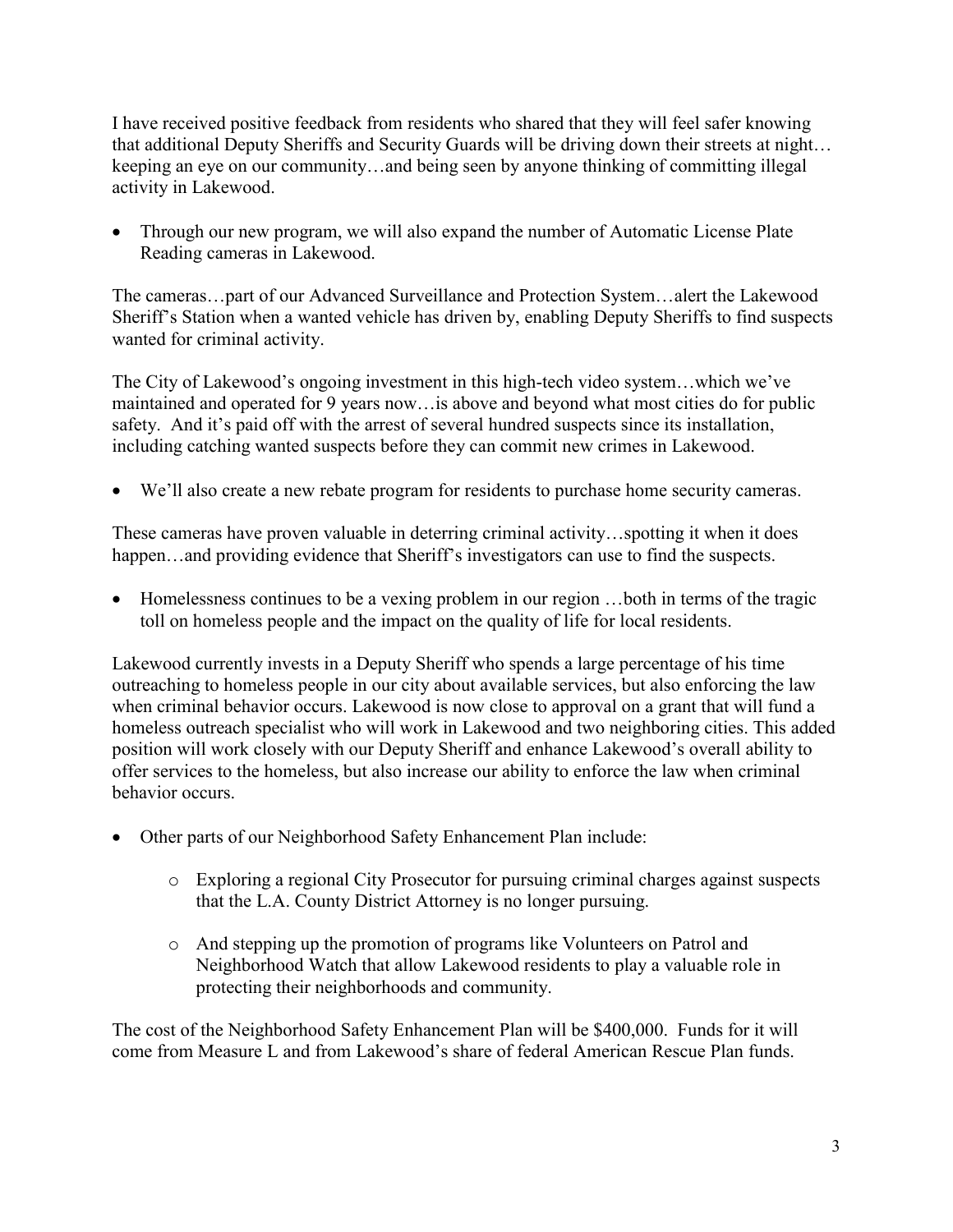I have received positive feedback from residents who shared that they will feel safer knowing that additional Deputy Sheriffs and Security Guards will be driving down their streets at night…keeping an eye on our community…and being seen by anyone thinking of committing illegal activity in Lakewood.

- Through our new program, we will also expand the number of Automatic License Plate Reading cameras in Lakewood.

The cameras…part of our Advanced Surveillance and Protection System…alert the Lakewood Sheriff's Station when a wanted vehicle has driven by, enabling Deputy Sheriffs to find suspects wanted for criminal activity.

The City of Lakewood's ongoing investment in this high-tech video system…which we've maintained and operated for 9 years now…is above and beyond what most cities do for public safety. And it's paid off with the arrest of several hundred suspects since its installation, including catching wanted suspects before they can commit new crimes in Lakewood.

- We'll also create a new rebate program for residents to purchase home security cameras.

These cameras have proven valuable in deterring criminal activity…spotting it when it does happen…and providing evidence that Sheriff's investigators can use to find the suspects.

- Homelessness continues to be a vexing problem in our region …both in terms of the tragic toll on homeless people and the impact on the quality of life for local residents.

Lakewood currently invests in a Deputy Sheriff who spends a large percentage of his time outreaching to homeless people in our city about available services, but also enforcing the law when criminal behavior occurs. Lakewood is now close to approval on a grant that will fund a homeless outreach specialist who will work in Lakewood and two neighboring cities. This added position will work closely with our Deputy Sheriff and enhance Lakewood's overall ability to offer services to the homeless, but also increase our ability to enforce the law when criminal behavior occurs.

- Other parts of our Neighborhood Safety Enhancement Plan include:
    - Exploring a regional City Prosecutor for pursuing criminal charges against suspects that the L.A. County District Attorney is no longer pursuing.
    - And stepping up the promotion of programs like Volunteers on Patrol and Neighborhood Watch that allow Lakewood residents to play a valuable role in protecting their neighborhoods and community.

The cost of the Neighborhood Safety Enhancement Plan will be $400,000. Funds for it will come from Measure L and from Lakewood's share of federal American Rescue Plan funds.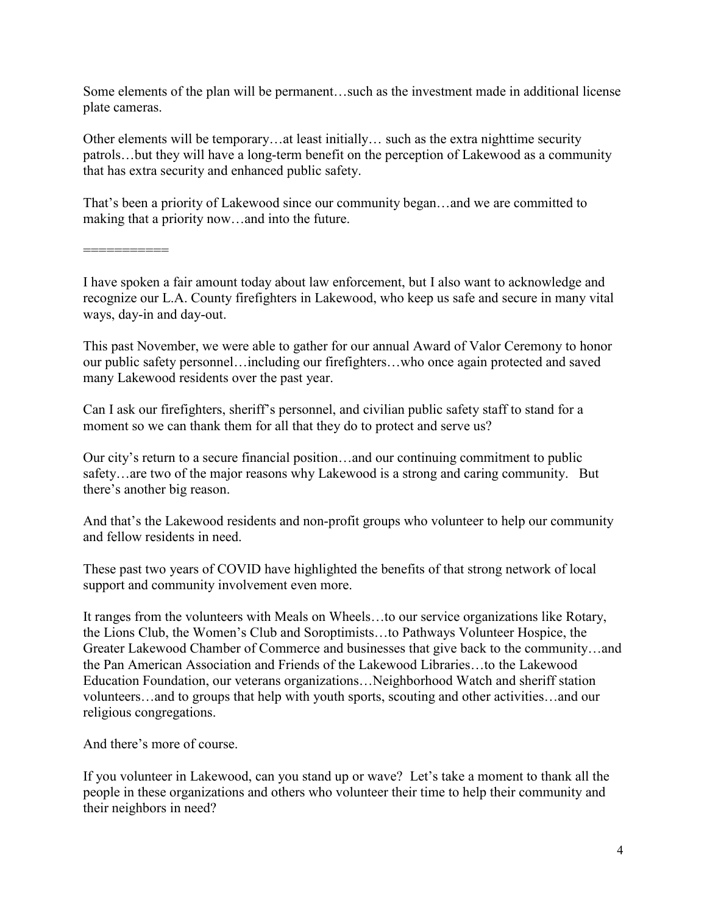Some elements of the plan will be permanent…such as the investment made in additional license plate cameras.

Other elements will be temporary…at least initially… such as the extra nighttime security patrols…but they will have a long-term benefit on the perception of Lakewood as a community that has extra security and enhanced public safety.

That's been a priority of Lakewood since our community began…and we are committed to making that a priority now…and into the future.

===========

I have spoken a fair amount today about law enforcement, but I also want to acknowledge and recognize our L.A. County firefighters in Lakewood, who keep us safe and secure in many vital ways, day-in and day-out.

This past November, we were able to gather for our annual Award of Valor Ceremony to honor our public safety personnel…including our firefighters…who once again protected and saved many Lakewood residents over the past year.

Can I ask our firefighters, sheriff's personnel, and civilian public safety staff to stand for a moment so we can thank them for all that they do to protect and serve us?

Our city's return to a secure financial position…and our continuing commitment to public safety…are two of the major reasons why Lakewood is a strong and caring community. But there's another big reason.

And that's the Lakewood residents and non-profit groups who volunteer to help our community and fellow residents in need.

These past two years of COVID have highlighted the benefits of that strong network of local support and community involvement even more.

It ranges from the volunteers with Meals on Wheels…to our service organizations like Rotary, the Lions Club, the Women's Club and Soroptimists…to Pathways Volunteer Hospice, the Greater Lakewood Chamber of Commerce and businesses that give back to the community…and the Pan American Association and Friends of the Lakewood Libraries…to the Lakewood Education Foundation, our veterans organizations…Neighborhood Watch and sheriff station volunteers…and to groups that help with youth sports, scouting and other activities…and our religious congregations.

And there's more of course.

If you volunteer in Lakewood, can you stand up or wave? Let's take a moment to thank all the people in these organizations and others who volunteer their time to help their community and their neighbors in need?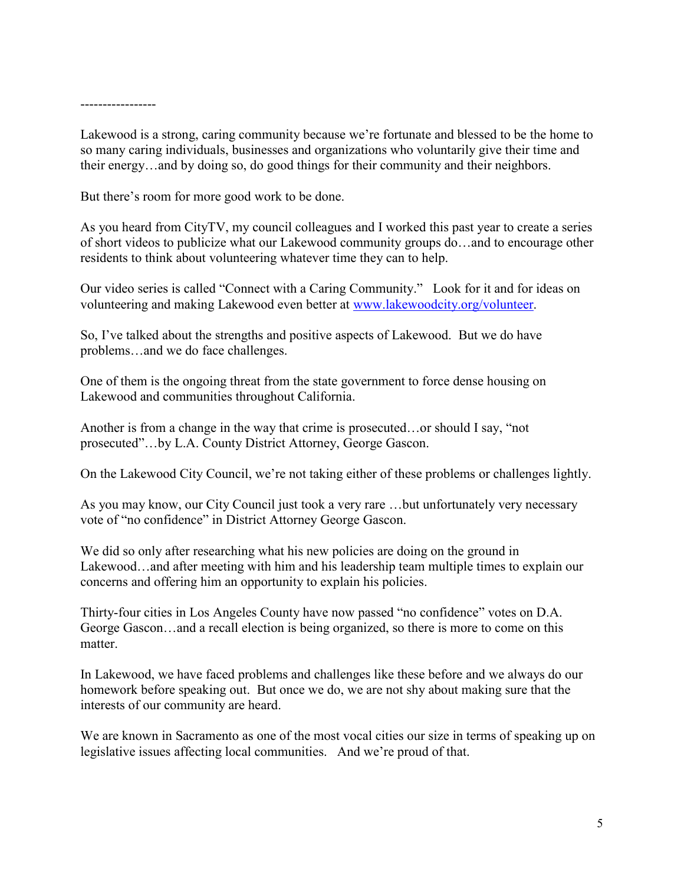-----------------

Lakewood is a strong, caring community because we're fortunate and blessed to be the home to so many caring individuals, businesses and organizations who voluntarily give their time and their energy…and by doing so, do good things for their community and their neighbors.

But there's room for more good work to be done.

As you heard from CityTV, my council colleagues and I worked this past year to create a series of short videos to publicize what our Lakewood community groups do…and to encourage other residents to think about volunteering whatever time they can to help.

Our video series is called "Connect with a Caring Community." Look for it and for ideas on volunteering and making Lakewood even better at [www.lakewoodcity.org/volunteer](http://www.lakewoodcity.org/volunteer).

So, I've talked about the strengths and positive aspects of Lakewood. But we do have problems…and we do face challenges.

One of them is the ongoing threat from the state government to force dense housing on Lakewood and communities throughout California.

Another is from a change in the way that crime is prosecuted…or should I say, "not prosecuted"…by L.A. County District Attorney, George Gascon.

On the Lakewood City Council, we're not taking either of these problems or challenges lightly.

As you may know, our City Council just took a very rare …but unfortunately very necessary vote of "no confidence" in District Attorney George Gascon.

We did so only after researching what his new policies are doing on the ground in Lakewood…and after meeting with him and his leadership team multiple times to explain our concerns and offering him an opportunity to explain his policies.

Thirty-four cities in Los Angeles County have now passed "no confidence" votes on D.A. George Gascon…and a recall election is being organized, so there is more to come on this matter.

In Lakewood, we have faced problems and challenges like these before and we always do our homework before speaking out. But once we do, we are not shy about making sure that the interests of our community are heard.

We are known in Sacramento as one of the most vocal cities our size in terms of speaking up on legislative issues affecting local communities. And we're proud of that.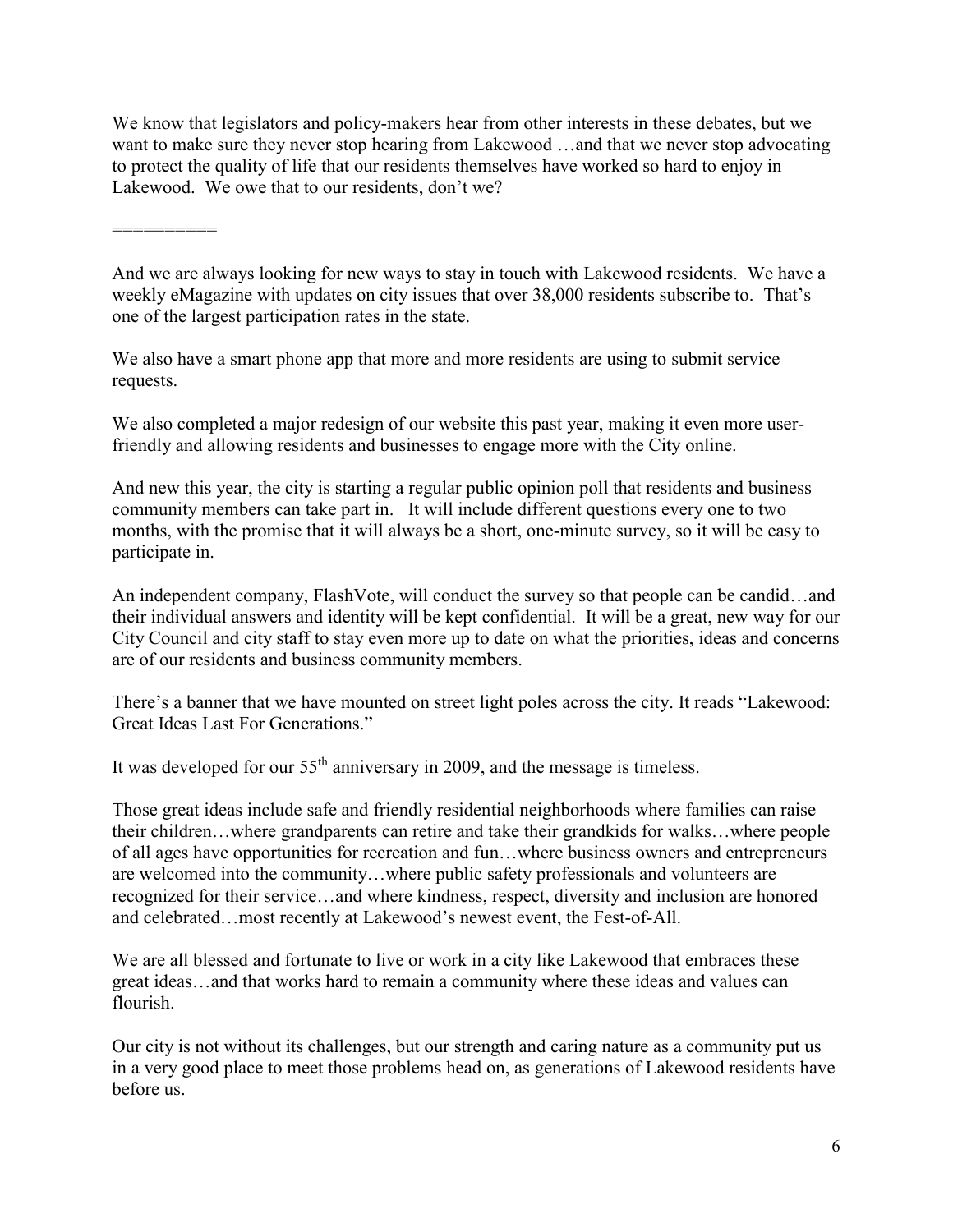We know that legislators and policy-makers hear from other interests in these debates, but we want to make sure they never stop hearing from Lakewood …and that we never stop advocating to protect the quality of life that our residents themselves have worked so hard to enjoy in Lakewood. We owe that to our residents, don't we?

==========

And we are always looking for new ways to stay in touch with Lakewood residents. We have a weekly eMagazine with updates on city issues that over 38,000 residents subscribe to. That's one of the largest participation rates in the state.

We also have a smart phone app that more and more residents are using to submit service requests.

We also completed a major redesign of our website this past year, making it even more user-friendly and allowing residents and businesses to engage more with the City online.

And new this year, the city is starting a regular public opinion poll that residents and business community members can take part in. It will include different questions every one to two months, with the promise that it will always be a short, one-minute survey, so it will be easy to participate in.

An independent company, FlashVote, will conduct the survey so that people can be candid…and their individual answers and identity will be kept confidential. It will be a great, new way for our City Council and city staff to stay even more up to date on what the priorities, ideas and concerns are of our residents and business community members.

There's a banner that we have mounted on street light poles across the city. It reads "Lakewood: Great Ideas Last For Generations."

It was developed for our 55th anniversary in 2009, and the message is timeless.

Those great ideas include safe and friendly residential neighborhoods where families can raise their children…where grandparents can retire and take their grandkids for walks…where people of all ages have opportunities for recreation and fun…where business owners and entrepreneurs are welcomed into the community…where public safety professionals and volunteers are recognized for their service…and where kindness, respect, diversity and inclusion are honored and celebrated…most recently at Lakewood's newest event, the Fest-of-All.

We are all blessed and fortunate to live or work in a city like Lakewood that embraces these great ideas…and that works hard to remain a community where these ideas and values can flourish.

Our city is not without its challenges, but our strength and caring nature as a community put us in a very good place to meet those problems head on, as generations of Lakewood residents have before us.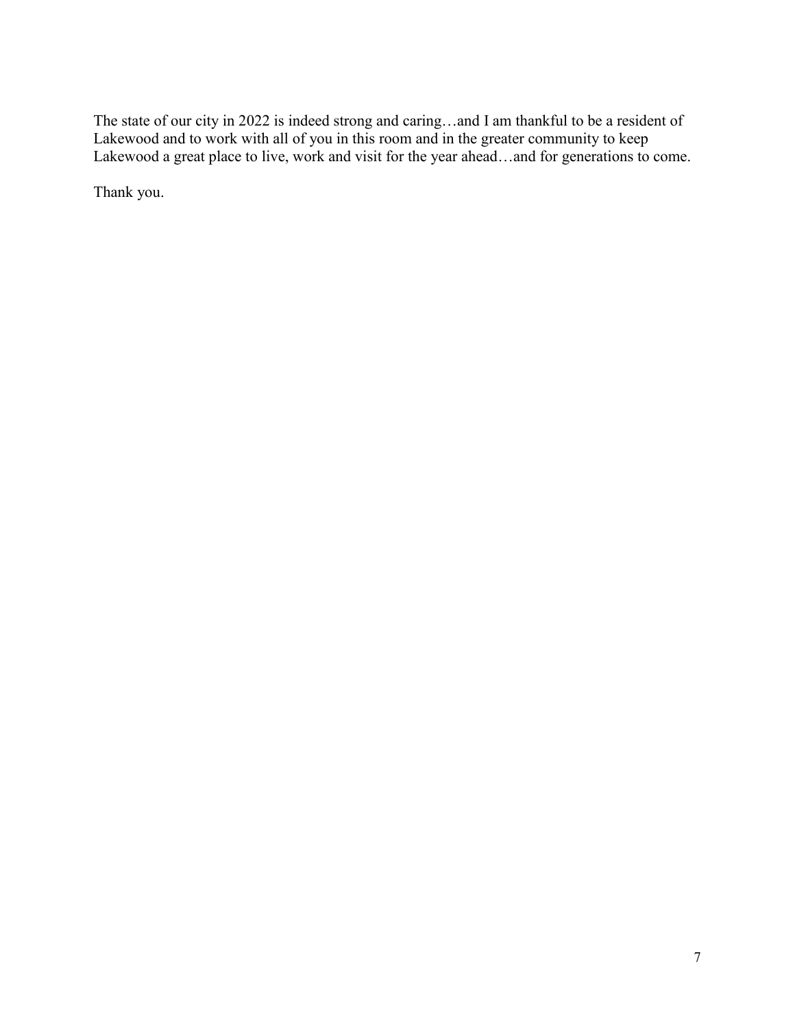The state of our city in 2022 is indeed strong and caring…and I am thankful to be a resident of Lakewood and to work with all of you in this room and in the greater community to keep Lakewood a great place to live, work and visit for the year ahead…and for generations to come.

Thank you.